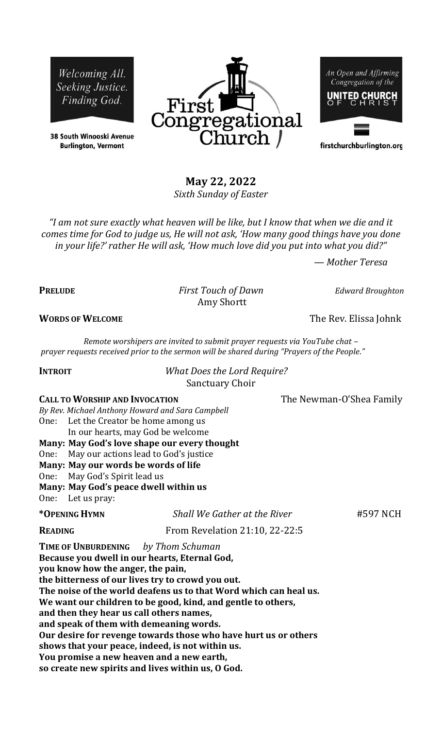Welcoming All.
Seeking Justice.
Finding God.

**38 South Winooski Avenue**
**Burlington, Vermont**

# First Congregational Church

An Open and Affirming Congregation of the
**UNITED CHURCH OF CHRIST**

firstchurchburlington.org

## May 22, 2022

*Sixth Sunday of Easter*

*"I am not sure exactly what heaven will be like, but I know that when we die and it comes time for God to judge us, He will not ask, 'How many good things have you done in your life?' rather He will ask, 'How much love did you put into what you did?"*

*— Mother Teresa*

**PRELUDE** *First Touch of Dawn* *Edward Broughton*
Amy Shortt

**WORDS OF WELCOME** The Rev. Elissa Johnk

*Remote worshipers are invited to submit prayer requests via YouTube chat – prayer requests received prior to the sermon will be shared during "Prayers of the People."*

**INTROIT** *What Does the Lord Require?*
Sanctuary Choir

**CALL TO WORSHIP AND INVOCATION** The Newman-O'Shea Family
*By Rev. Michael Anthony Howard and Sara Campbell*

One: Let the Creator be home among us
In our hearts, may God be welcome
**Many: May God's love shape our every thought**
One: May our actions lead to God's justice
**Many: May our words be words of life**
One: May God's Spirit lead us
**Many: May God's peace dwell within us**
One: Let us pray:

**\*OPENING HYMN** *Shall We Gather at the River* #597 NCH

**READING** From Revelation 21:10, 22-22:5

**TIME OF UNBURDENING** *by Thom Schuman*
**Because you dwell in our hearts, Eternal God,**
**you know how the anger, the pain,**
**the bitterness of our lives try to crowd you out.**
**The noise of the world deafens us to that Word which can heal us.**
**We want our children to be good, kind, and gentle to others,**
**and then they hear us call others names,**
**and speak of them with demeaning words.**
**Our desire for revenge towards those who have hurt us or others**
**shows that your peace, indeed, is not within us.**
**You promise a new heaven and a new earth,**
**so create new spirits and lives within us, O God.**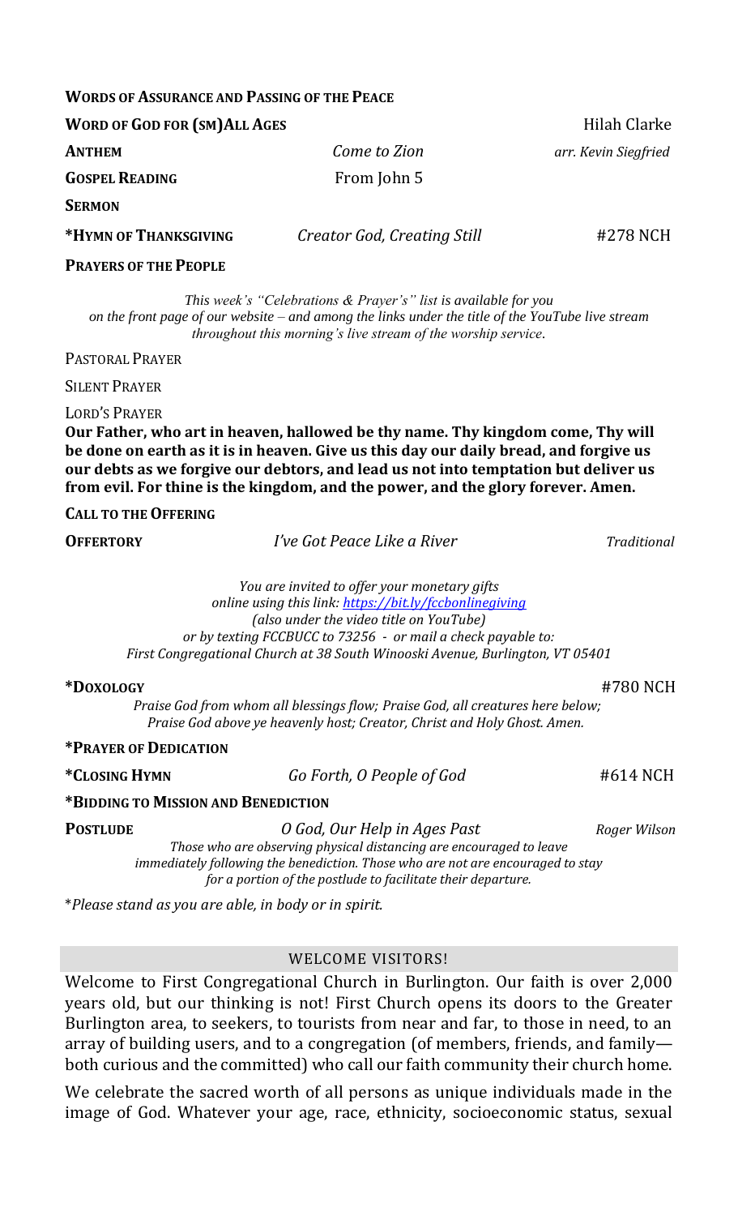**WORDS OF ASSURANCE AND PASSING OF THE PEACE**

**WORD OF GOD FOR (SM)ALL AGES** Hilah Clarke

**ANTHEM** *Come to Zion* *arr. Kevin Siegfried*

**GOSPEL READING** From John 5

**SERMON**

***HYMN OF THANKSGIVING** *Creator God, Creating Still* #278 NCH

**PRAYERS OF THE PEOPLE**

*This week's "Celebrations & Prayer's" list is available for you on the front page of our website – and among the links under the title of the YouTube live stream throughout this morning's live stream of the worship service.*

PASTORAL PRAYER

SILENT PRAYER

LORD'S PRAYER

**Our Father, who art in heaven, hallowed be thy name. Thy kingdom come, Thy will be done on earth as it is in heaven. Give us this day our daily bread, and forgive us our debts as we forgive our debtors, and lead us not into temptation but deliver us from evil. For thine is the kingdom, and the power, and the glory forever. Amen.**

**CALL TO THE OFFERING**

**OFFERTORY** *I've Got Peace Like a River* *Traditional*

*You are invited to offer your monetary gifts online using this link: https://bit.ly/fccbonlinegiving (also under the video title on YouTube) or by texting FCCBUCC to 73256 - or mail a check payable to: First Congregational Church at 38 South Winooski Avenue, Burlington, VT 05401*

***DOXOLOGY** #780 NCH

*Praise God from whom all blessings flow; Praise God, all creatures here below; Praise God above ye heavenly host; Creator, Christ and Holy Ghost. Amen.*

***PRAYER OF DEDICATION**

***CLOSING HYMN** *Go Forth, O People of God* #614 NCH

***BIDDING TO MISSION AND BENEDICTION**

**POSTLUDE** *O God, Our Help in Ages Past* *Roger Wilson*

*Those who are observing physical distancing are encouraged to leave immediately following the benediction. Those who are not are encouraged to stay for a portion of the postlude to facilitate their departure.*

**Please stand as you are able, in body or in spirit.*

## WELCOME VISITORS!

Welcome to First Congregational Church in Burlington. Our faith is over 2,000 years old, but our thinking is not! First Church opens its doors to the Greater Burlington area, to seekers, to tourists from near and far, to those in need, to an array of building users, and to a congregation (of members, friends, and family—both curious and the committed) who call our faith community their church home.

We celebrate the sacred worth of all persons as unique individuals made in the image of God. Whatever your age, race, ethnicity, socioeconomic status, sexual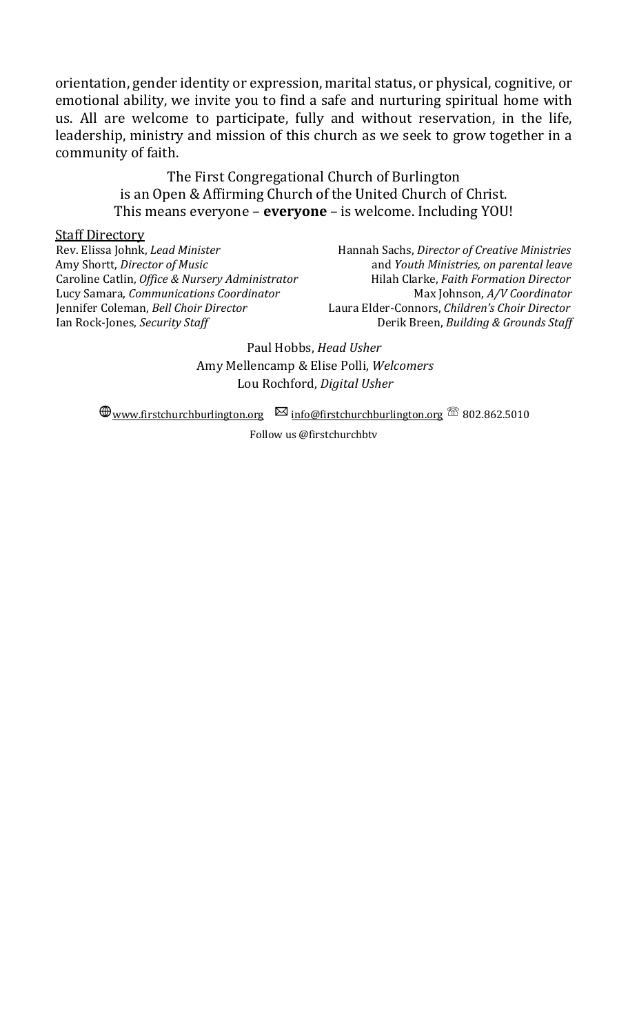orientation, gender identity or expression, marital status, or physical, cognitive, or emotional ability, we invite you to find a safe and nurturing spiritual home with us. All are welcome to participate, fully and without reservation, in the life, leadership, ministry and mission of this church as we seek to grow together in a community of faith.

The First Congregational Church of Burlington
is an Open & Affirming Church of the United Church of Christ.
This means everyone – **everyone** – is welcome. Including YOU!

Staff Directory

Rev. Elissa Johnk, *Lead Minister*
Amy Shortt, *Director of Music*
Caroline Catlin, *Office & Nursery Administrator*
Lucy Samara, *Communications Coordinator*
Jennifer Coleman, *Bell Choir Director*
Ian Rock-Jones, *Security Staff*

Hannah Sachs, *Director of Creative Ministries* and *Youth Ministries, on parental leave*
Hilah Clarke, *Faith Formation Director*
Max Johnson, *A/V Coordinator*
Laura Elder-Connors, *Children's Choir Director*
Derik Breen, *Building & Grounds Staff*

Paul Hobbs, *Head Usher*
Amy Mellencamp & Elise Polli, *Welcomers*
Lou Rochford, *Digital Usher*

www.firstchurchburlington.org info@firstchurchburlington.org 802.862.5010

Follow us @firstchurchbtv